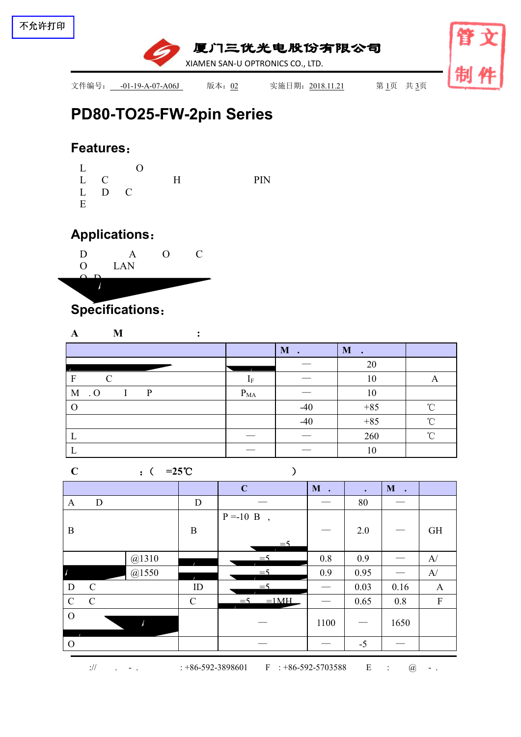不允许打印

厦门三优光电股份有限公司
XIAMEN SAN-U OPTRONICS CO., LTD.

管文制件

文件编号： -01-19-A-07-A06J 版本：02 实施日期：2018.11.21 第1页 共3页

# PD80-TO25-FW-2pin Series

## Features：

L O
L C H PIN
L D C
E

## Applications：

D A O C
O LAN
O D

## Specifications：

**A M :**

| | | M . | M . | |
|---|---|---|---|---|
| | | — | 20 | |
| F C | $I_F$ | — | 10 | A |
| M . O I P | $P_{MA}$ | — | 10 | |
| O | | -40 | +85 | ℃ |
| | | -40 | +85 | ℃ |
| L | — | — | 260 | ℃ |
| L | — | — | 10 | |

**C : ( =25℃ )**

| | | | C | M . | . | M . | |
|---|---|---|---|---|---|---|---|
| A D | | D | — | — | 80 | — | |
| B | | B | P =-10 B , =5 | — | 2.0 | — | GH |
| | @1310 | | =5 | 0.8 | 0.9 | — | A/ |
| | @1550 | | =5 | 0.9 | 0.95 | — | A/ |
| D C | | ID | =5 | — | 0.03 | 0.16 | A |
| C C | | C | =5 =1MH | — | 0.65 | 0.8 | F |
| O | | | — | 1100 | — | 1650 | |
| O | | | — | — | -5 | — | |

:// . - . : +86-592-3898601 F : +86-592-5703588 E : @ - .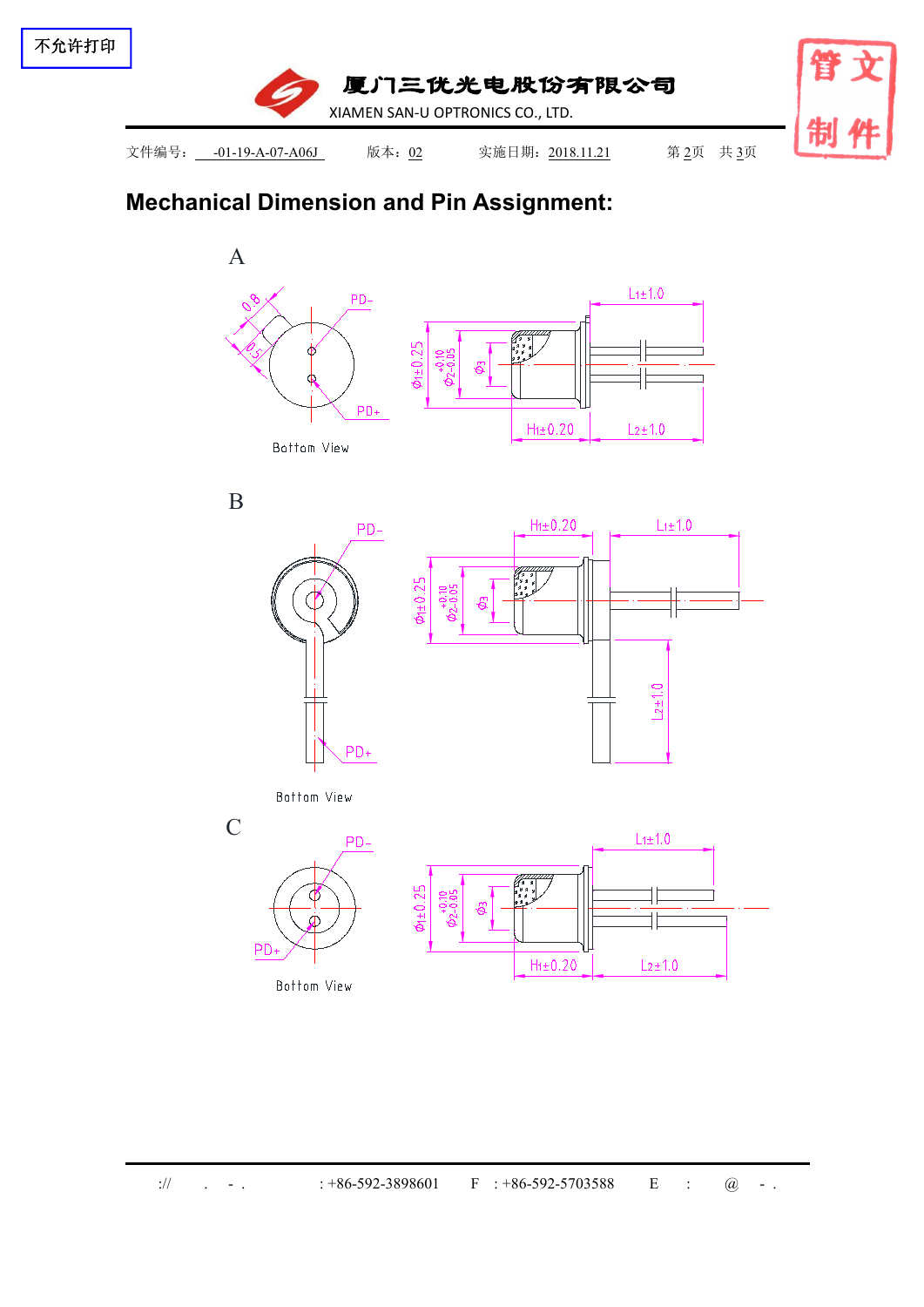不允许打印

厦门三优光电股份有限公司
XIAMEN SAN-U OPTRONICS CO., LTD.

管文制件

文件编号：-01-19-A-07-A06J　　版本：02　　实施日期：2018.11.21　　第 2页　共 3页

## Mechanical Dimension and Pin Assignment:

A

0.8　0.5　PD-　PD+

Bottom View

$L_1\pm1.0$　$\Phi_1\pm0.25$　$\Phi_2{}^{+0.10}_{-0.05}$　$\Phi_3$　$H_1\pm0.20$　$L_2\pm1.0$

B

PD-　PD+

Bottom View

$H_1\pm0.20$　$L_1\pm1.0$　$\Phi_1\pm0.25$　$\Phi_2{}^{+0.10}_{-0.05}$　$\Phi_3$　$L_2\pm1.0$

C

PD-　PD+

Bottom View

$L_1\pm1.0$　$\Phi_1\pm0.25$　$\Phi_2{}^{+0.10}_{-0.05}$　$\Phi_3$　$H_1\pm0.20$　$L_2\pm1.0$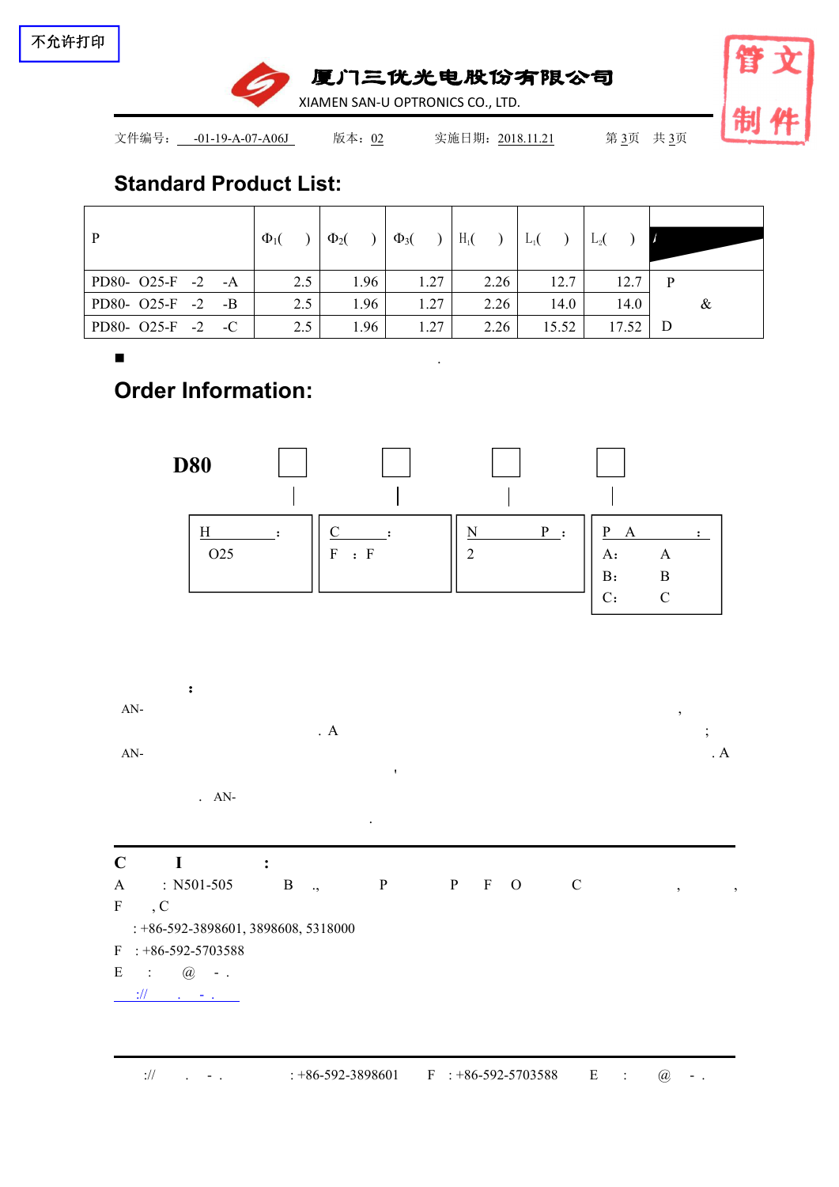不允许打印

## Standard Product List:

| P | Φ1( ) | Φ2( ) | Φ3( ) | H1( ) | L1( ) | L2( ) | |
|---|---|---|---|---|---|---|---|
| PD80- O25-F -2 -A | 2.5 | 1.96 | 1.27 | 2.26 | 12.7 | 12.7 | P |
| PD80- O25-F -2 -B | 2.5 | 1.96 | 1.27 | 2.26 | 14.0 | 14.0 | & |
| PD80- O25-F -2 -C | 2.5 | 1.96 | 1.27 | 2.26 | 15.52 | 17.52 | D |

■ .

## Order Information:

**D80** □ □ □ □

| H : | C : | N P : | P A : |
|---|---|---|---|
| O25 | F : F | 2 | A: A |
| | | | B: B |
| | | | C: C |

:

AN- ,

. A ;

AN- . A

'

. AN-

.

**C I :**

A : N501-505 B ., P P F O C , ,

F , C

: +86-592-3898601, 3898608, 5318000

F : +86-592-5703588

E : @ - .

:// . - .